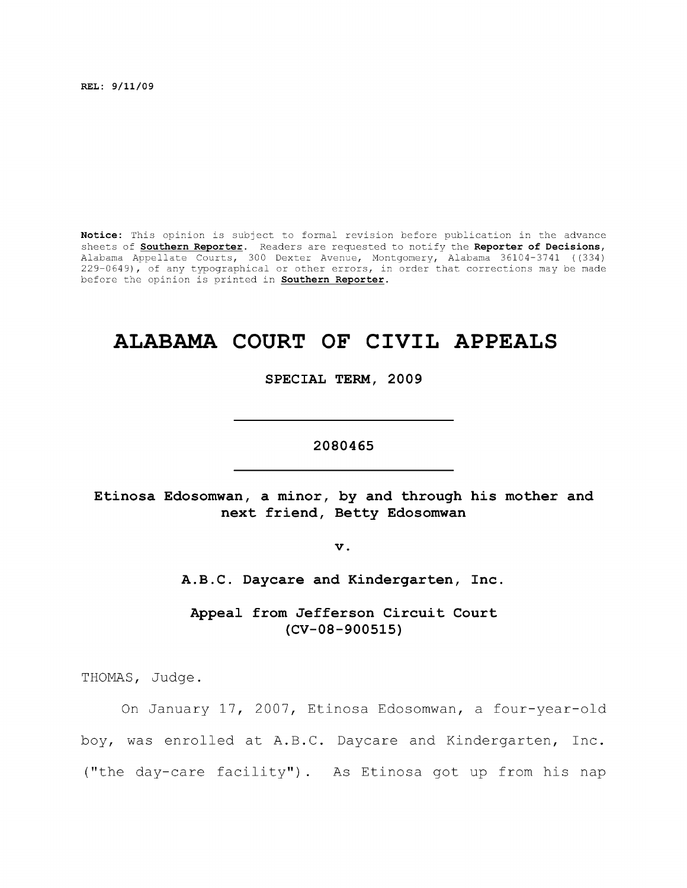REL: 9/11/09

**Notice:** This opinion is subject to formal revision before publication in the advance sheets of **Southern Reporter**. Readers are requested to notify the **Reporter of Decisions**, Alabama Appellate Courts, 300 Dexter Avenue, Montgomery, Alabama 36104-3741 ((334) 229-0649), of any typographical or other errors, in order that corrections may be made before the opinion is printed in **Southern Reporter**.

# ALABAMA COURT OF CIVIL APPEALS

**SPECIAL TERM, 2009**

---

**2080465**

---

**Etinosa Edosomwan, a minor, by and through his mother and next friend, Betty Edosomwan**

**v.**

**A.B.C. Daycare and Kindergarten, Inc.**

**Appeal from Jefferson Circuit Court (CV-08-900515)**

THOMAS, Judge.

On January 17, 2007, Etinosa Edosomwan, a four-year-old boy, was enrolled at A.B.C. Daycare and Kindergarten, Inc. ("the day-care facility"). As Etinosa got up from his nap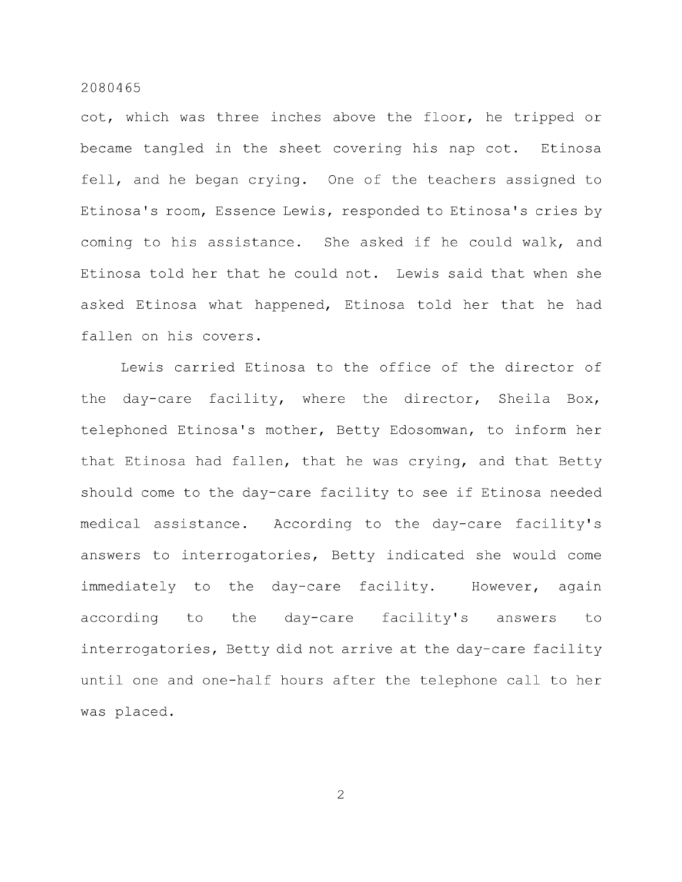cot, which was three inches above the floor, he tripped or became tangled in the sheet covering his nap cot. Etinosa fell, and he began crying. One of the teachers assigned to Etinosa's room, Essence Lewis, responded to Etinosa's cries by coming to his assistance. She asked if he could walk, and Etinosa told her that he could not. Lewis said that when she asked Etinosa what happened, Etinosa told her that he had fallen on his covers.

Lewis carried Etinosa to the office of the director of the day-care facility, where the director, Sheila Box, telephoned Etinosa's mother, Betty Edosomwan, to inform her that Etinosa had fallen, that he was crying, and that Betty should come to the day-care facility to see if Etinosa needed medical assistance. According to the day-care facility's answers to interrogatories, Betty indicated she would come immediately to the day-care facility. However, again according to the day-care facility's answers to interrogatories, Betty did not arrive at the day-care facility until one and one-half hours after the telephone call to her was placed.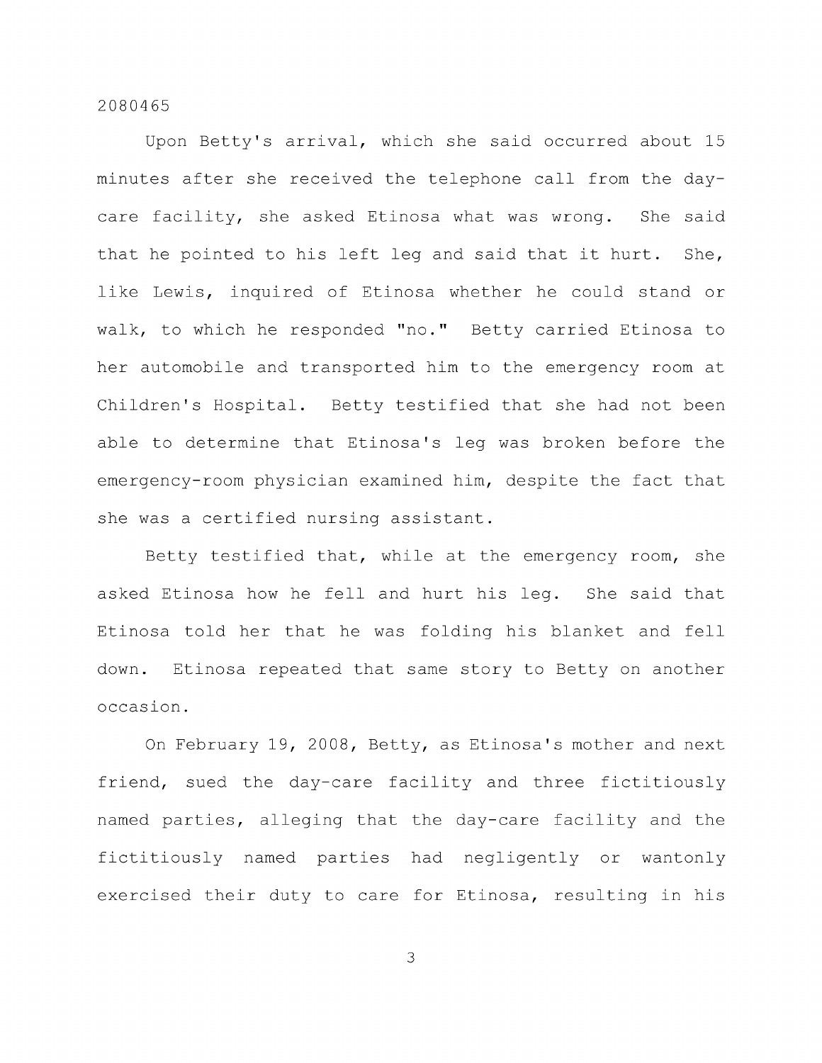Upon Betty's arrival, which she said occurred about 15 minutes after she received the telephone call from the day-care facility, she asked Etinosa what was wrong. She said that he pointed to his left leg and said that it hurt. She, like Lewis, inquired of Etinosa whether he could stand or walk, to which he responded "no." Betty carried Etinosa to her automobile and transported him to the emergency room at Children's Hospital. Betty testified that she had not been able to determine that Etinosa's leg was broken before the emergency-room physician examined him, despite the fact that she was a certified nursing assistant.

Betty testified that, while at the emergency room, she asked Etinosa how he fell and hurt his leg. She said that Etinosa told her that he was folding his blanket and fell down. Etinosa repeated that same story to Betty on another occasion.

On February 19, 2008, Betty, as Etinosa's mother and next friend, sued the day-care facility and three fictitiously named parties, alleging that the day-care facility and the fictitiously named parties had negligently or wantonly exercised their duty to care for Etinosa, resulting in his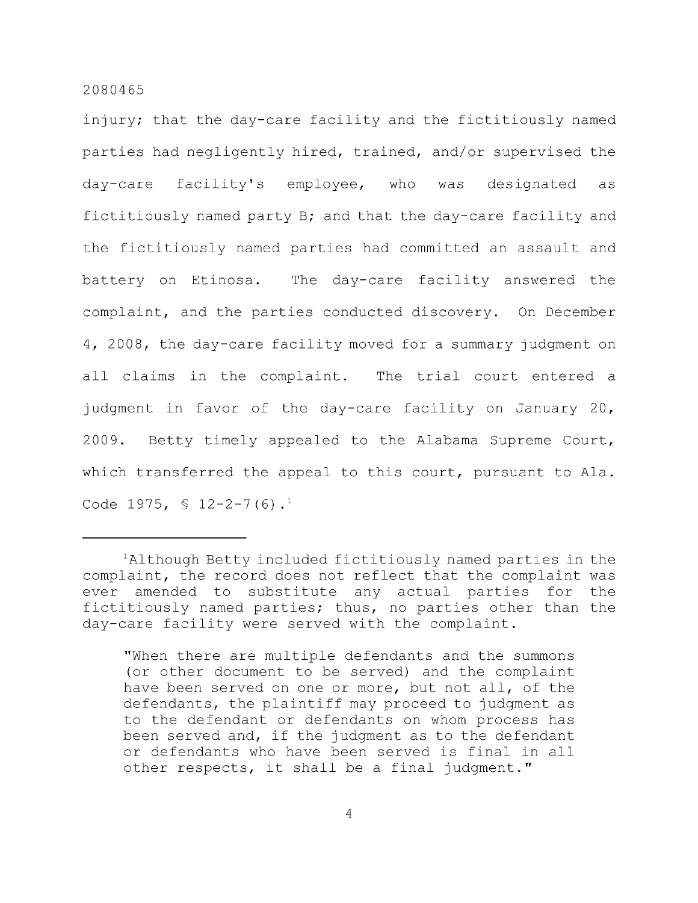injury; that the day-care facility and the fictitiously named parties had negligently hired, trained, and/or supervised the day-care facility's employee, who was designated as fictitiously named party B; and that the day-care facility and the fictitiously named parties had committed an assault and battery on Etinosa. The day-care facility answered the complaint, and the parties conducted discovery. On December 4, 2008, the day-care facility moved for a summary judgment on all claims in the complaint. The trial court entered a judgment in favor of the day-care facility on January 20, 2009. Betty timely appealed to the Alabama Supreme Court, which transferred the appeal to this court, pursuant to Ala. Code 1975, § 12-2-7(6).[1]

---

[1]Although Betty included fictitiously named parties in the complaint, the record does not reflect that the complaint was ever amended to substitute any actual parties for the fictitiously named parties; thus, no parties other than the day-care facility were served with the complaint.

> "When there are multiple defendants and the summons (or other document to be served) and the complaint have been served on one or more, but not all, of the defendants, the plaintiff may proceed to judgment as to the defendant or defendants on whom process has been served and, if the judgment as to the defendant or defendants who have been served is final in all other respects, it shall be a final judgment."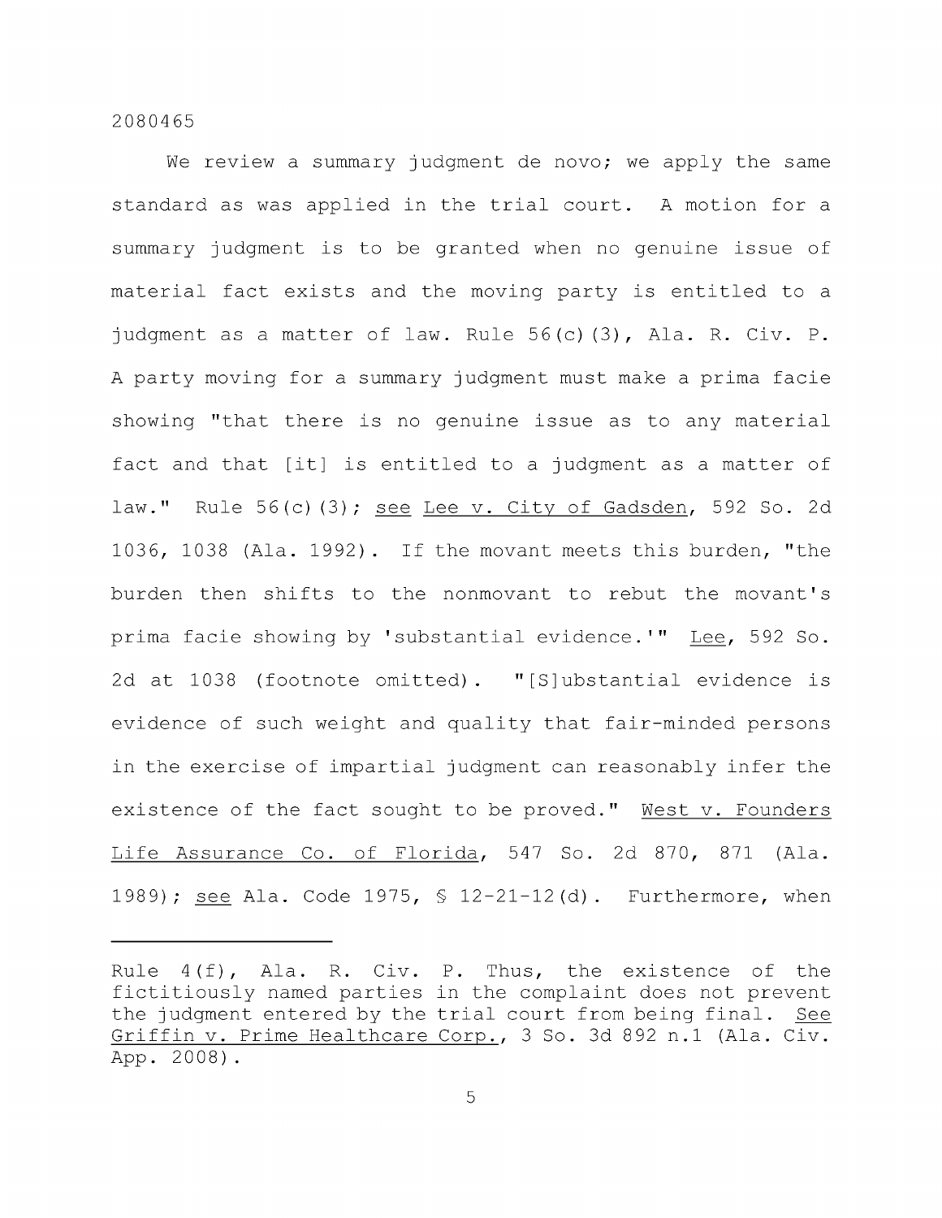We review a summary judgment de novo; we apply the same standard as was applied in the trial court. A motion for a summary judgment is to be granted when no genuine issue of material fact exists and the moving party is entitled to a judgment as a matter of law. Rule 56(c)(3), Ala. R. Civ. P. A party moving for a summary judgment must make a prima facie showing "that there is no genuine issue as to any material fact and that [it] is entitled to a judgment as a matter of law." Rule 56(c)(3); see Lee v. City of Gadsden, 592 So. 2d 1036, 1038 (Ala. 1992). If the movant meets this burden, "the burden then shifts to the nonmovant to rebut the movant's prima facie showing by 'substantial evidence.'" Lee, 592 So. 2d at 1038 (footnote omitted). "[S]ubstantial evidence is evidence of such weight and quality that fair-minded persons in the exercise of impartial judgment can reasonably infer the existence of the fact sought to be proved." West v. Founders Life Assurance Co. of Florida, 547 So. 2d 870, 871 (Ala. 1989); see Ala. Code 1975, § 12-21-12(d). Furthermore, when

---

Rule 4(f), Ala. R. Civ. P. Thus, the existence of the fictitiously named parties in the complaint does not prevent the judgment entered by the trial court from being final. See Griffin v. Prime Healthcare Corp., 3 So. 3d 892 n.1 (Ala. Civ. App. 2008).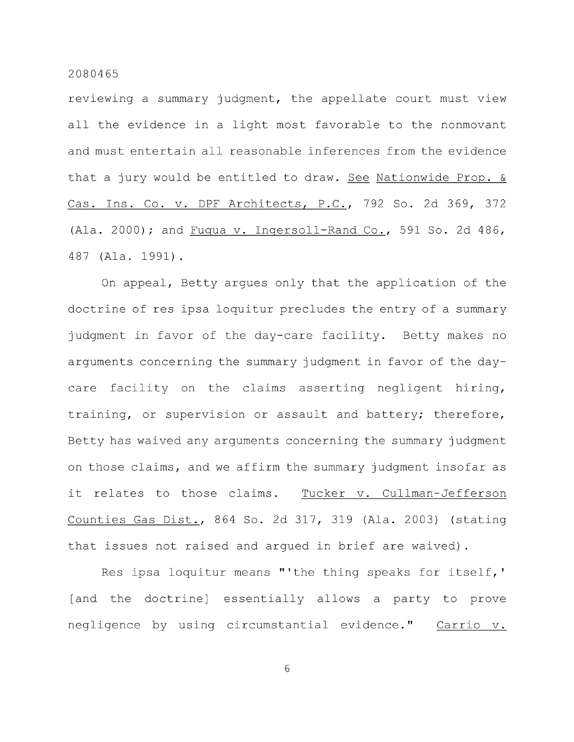reviewing a summary judgment, the appellate court must view all the evidence in a light most favorable to the nonmovant and must entertain all reasonable inferences from the evidence that a jury would be entitled to draw. See Nationwide Prop. & Cas. Ins. Co. v. DPF Architects, P.C., 792 So. 2d 369, 372 (Ala. 2000); and Fuqua v. Ingersoll-Rand Co., 591 So. 2d 486, 487 (Ala. 1991).

On appeal, Betty argues only that the application of the doctrine of res ipsa loquitur precludes the entry of a summary judgment in favor of the day-care facility. Betty makes no arguments concerning the summary judgment in favor of the day-care facility on the claims asserting negligent hiring, training, or supervision or assault and battery; therefore, Betty has waived any arguments concerning the summary judgment on those claims, and we affirm the summary judgment insofar as it relates to those claims. Tucker v. Cullman-Jefferson Counties Gas Dist., 864 So. 2d 317, 319 (Ala. 2003) (stating that issues not raised and argued in brief are waived).

Res ipsa loquitur means "'the thing speaks for itself,' [and the doctrine] essentially allows a party to prove negligence by using circumstantial evidence." Carrio v.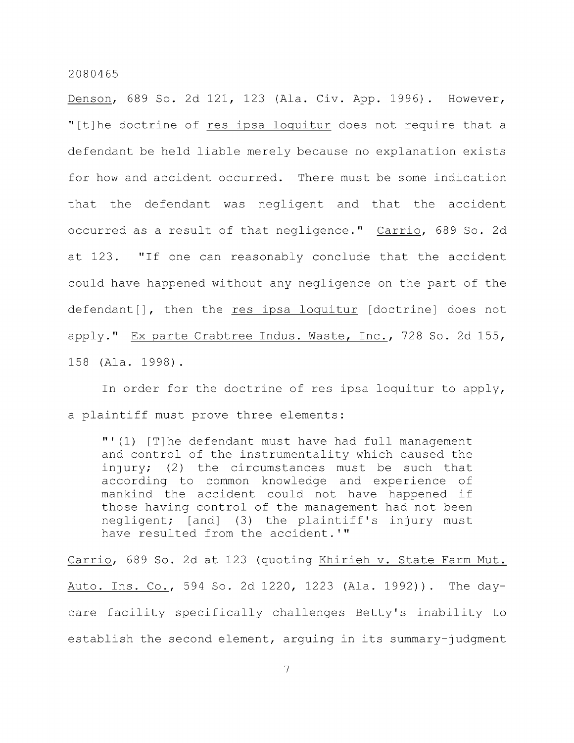Denson, 689 So. 2d 121, 123 (Ala. Civ. App. 1996). However, "[t]he doctrine of res ipsa loquitur does not require that a defendant be held liable merely because no explanation exists for how and accident occurred. There must be some indication that the defendant was negligent and that the accident occurred as a result of that negligence." Carrio, 689 So. 2d at 123. "If one can reasonably conclude that the accident could have happened without any negligence on the part of the defendant[], then the res ipsa loquitur [doctrine] does not apply." Ex parte Crabtree Indus. Waste, Inc., 728 So. 2d 155, 158 (Ala. 1998).

In order for the doctrine of res ipsa loquitur to apply, a plaintiff must prove three elements:

> "'(1) [T]he defendant must have had full management and control of the instrumentality which caused the injury; (2) the circumstances must be such that according to common knowledge and experience of mankind the accident could not have happened if those having control of the management had not been negligent; [and] (3) the plaintiff's injury must have resulted from the accident.'"

Carrio, 689 So. 2d at 123 (quoting Khirieh v. State Farm Mut. Auto. Ins. Co., 594 So. 2d 1220, 1223 (Ala. 1992)). The day-care facility specifically challenges Betty's inability to establish the second element, arguing in its summary-judgment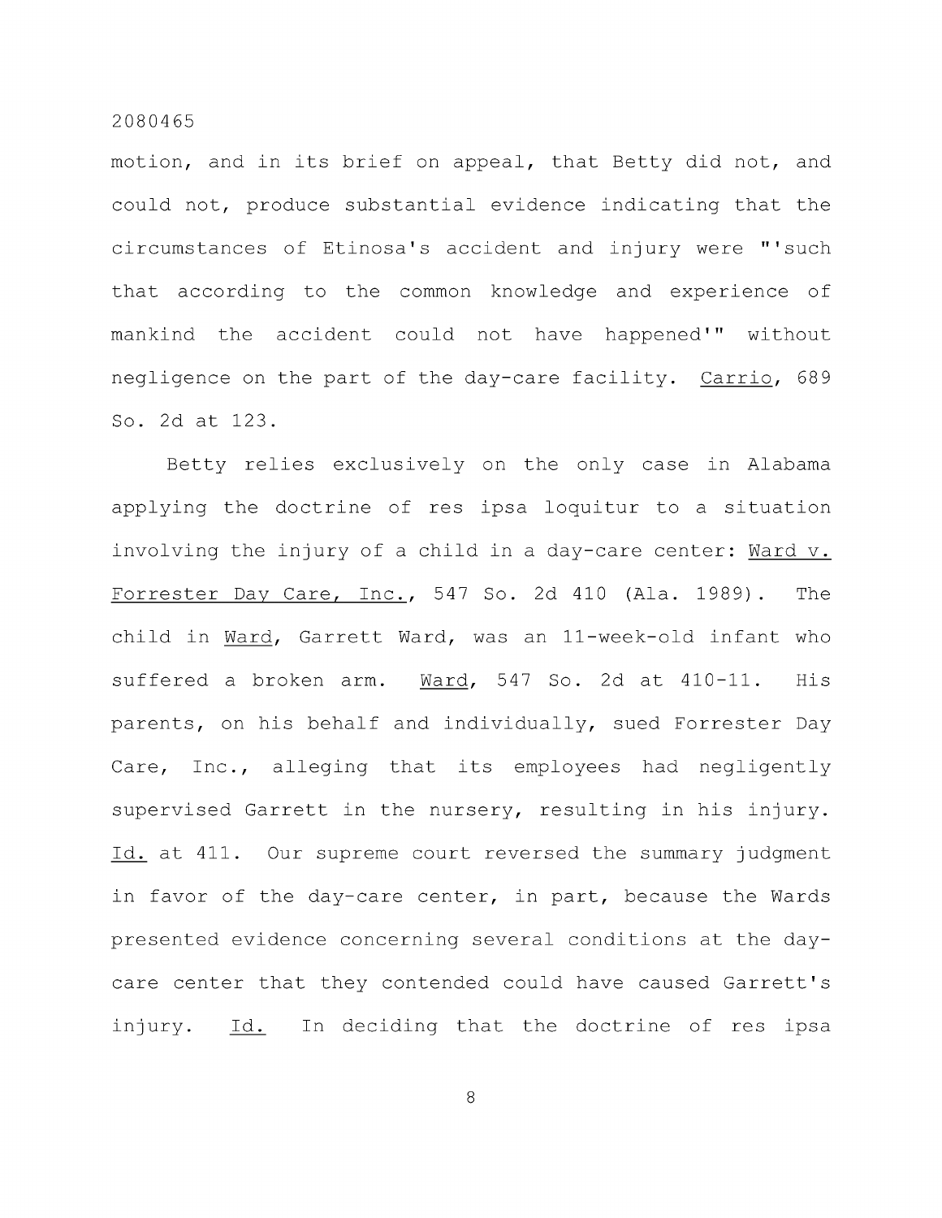motion, and in its brief on appeal, that Betty did not, and could not, produce substantial evidence indicating that the circumstances of Etinosa's accident and injury were "'such that according to the common knowledge and experience of mankind the accident could not have happened'" without negligence on the part of the day-care facility. Carrio, 689 So. 2d at 123.

Betty relies exclusively on the only case in Alabama applying the doctrine of res ipsa loquitur to a situation involving the injury of a child in a day-care center: Ward v. Forrester Day Care, Inc., 547 So. 2d 410 (Ala. 1989). The child in Ward, Garrett Ward, was an 11-week-old infant who suffered a broken arm. Ward, 547 So. 2d at 410-11. His parents, on his behalf and individually, sued Forrester Day Care, Inc., alleging that its employees had negligently supervised Garrett in the nursery, resulting in his injury. Id. at 411. Our supreme court reversed the summary judgment in favor of the day-care center, in part, because the Wards presented evidence concerning several conditions at the day-care center that they contended could have caused Garrett's injury. Id. In deciding that the doctrine of res ipsa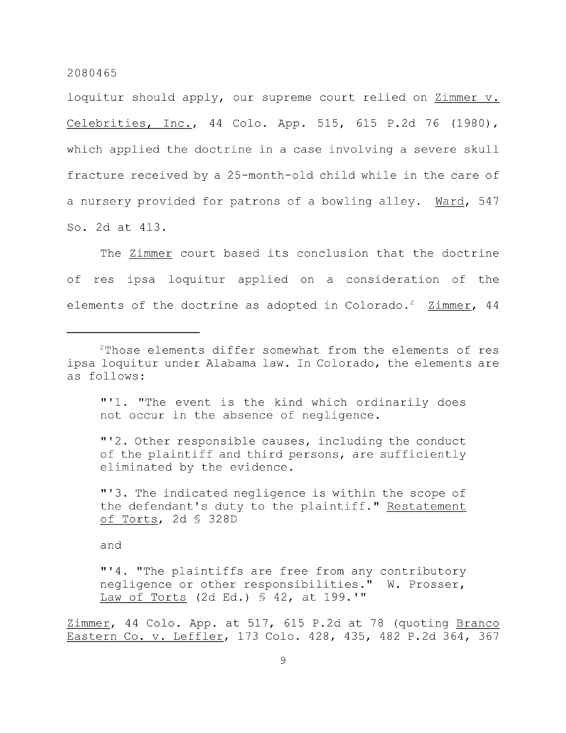loquitur should apply, our supreme court relied on Zimmer v. Celebrities, Inc., 44 Colo. App. 515, 615 P.2d 76 (1980), which applied the doctrine in a case involving a severe skull fracture received by a 25-month-old child while in the care of a nursery provided for patrons of a bowling alley. Ward, 547 So. 2d at 413.

The Zimmer court based its conclusion that the doctrine of res ipsa loquitur applied on a consideration of the elements of the doctrine as adopted in Colorado.[2] Zimmer, 44

---

[2]Those elements differ somewhat from the elements of res ipsa loquitur under Alabama law. In Colorado, the elements are as follows:

> "'1. "The event is the kind which ordinarily does not occur in the absence of negligence.
>
> "'2. Other responsible causes, including the conduct of the plaintiff and third persons, are sufficiently eliminated by the evidence.
>
> "'3. The indicated negligence is within the scope of the defendant's duty to the plaintiff." Restatement of Torts, 2d § 328D
>
> and
>
> "'4. "The plaintiffs are free from any contributory negligence or other responsibilities." W. Prosser, Law of Torts (2d Ed.) § 42, at 199.'"

Zimmer, 44 Colo. App. at 517, 615 P.2d at 78 (quoting Branco Eastern Co. v. Leffler, 173 Colo. 428, 435, 482 P.2d 364, 367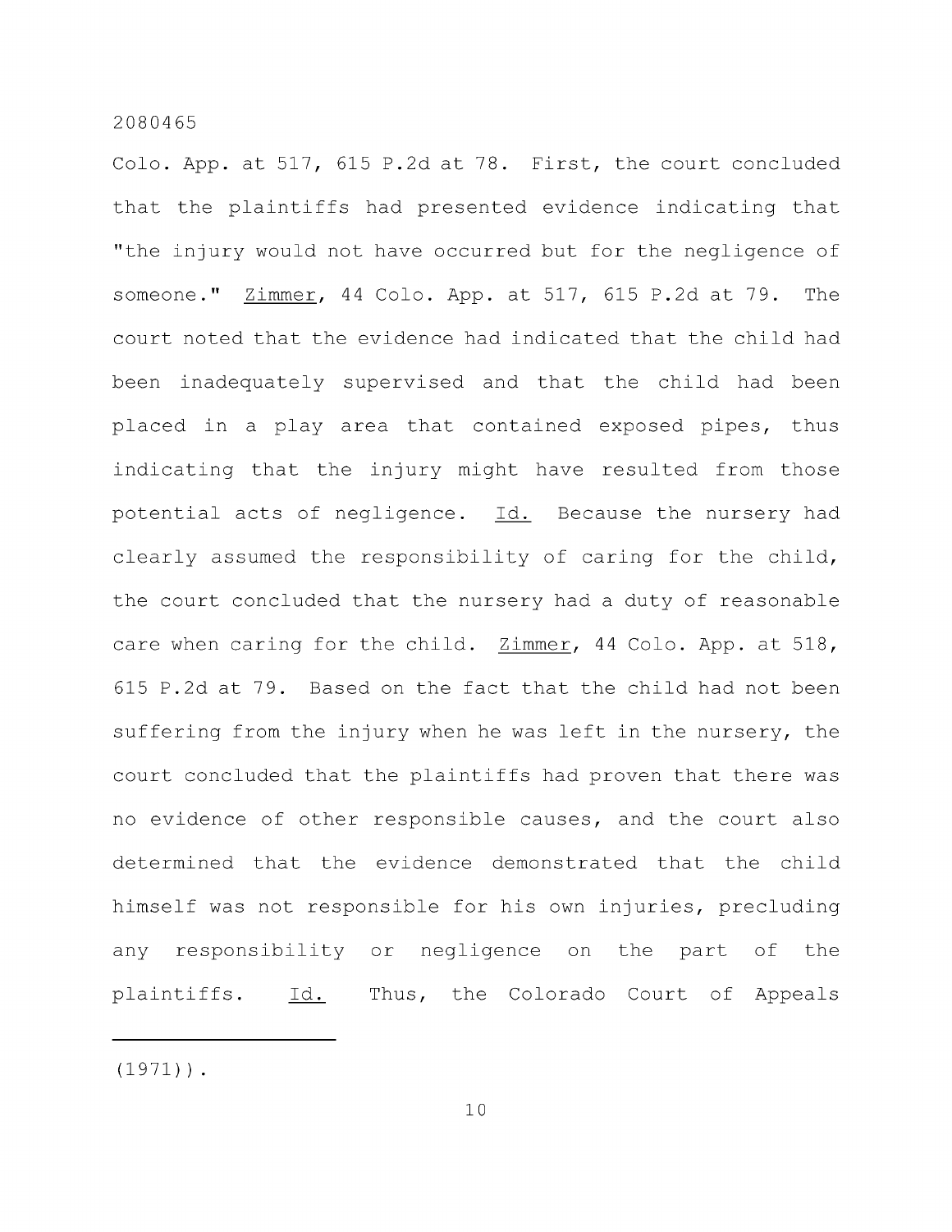Colo. App. at 517, 615 P.2d at 78. First, the court concluded that the plaintiffs had presented evidence indicating that "the injury would not have occurred but for the negligence of someone." Zimmer, 44 Colo. App. at 517, 615 P.2d at 79. The court noted that the evidence had indicated that the child had been inadequately supervised and that the child had been placed in a play area that contained exposed pipes, thus indicating that the injury might have resulted from those potential acts of negligence. Id. Because the nursery had clearly assumed the responsibility of caring for the child, the court concluded that the nursery had a duty of reasonable care when caring for the child. Zimmer, 44 Colo. App. at 518, 615 P.2d at 79. Based on the fact that the child had not been suffering from the injury when he was left in the nursery, the court concluded that the plaintiffs had proven that there was no evidence of other responsible causes, and the court also determined that the evidence demonstrated that the child himself was not responsible for his own injuries, precluding any responsibility or negligence on the part of the plaintiffs. Id. Thus, the Colorado Court of Appeals

---

(1971)).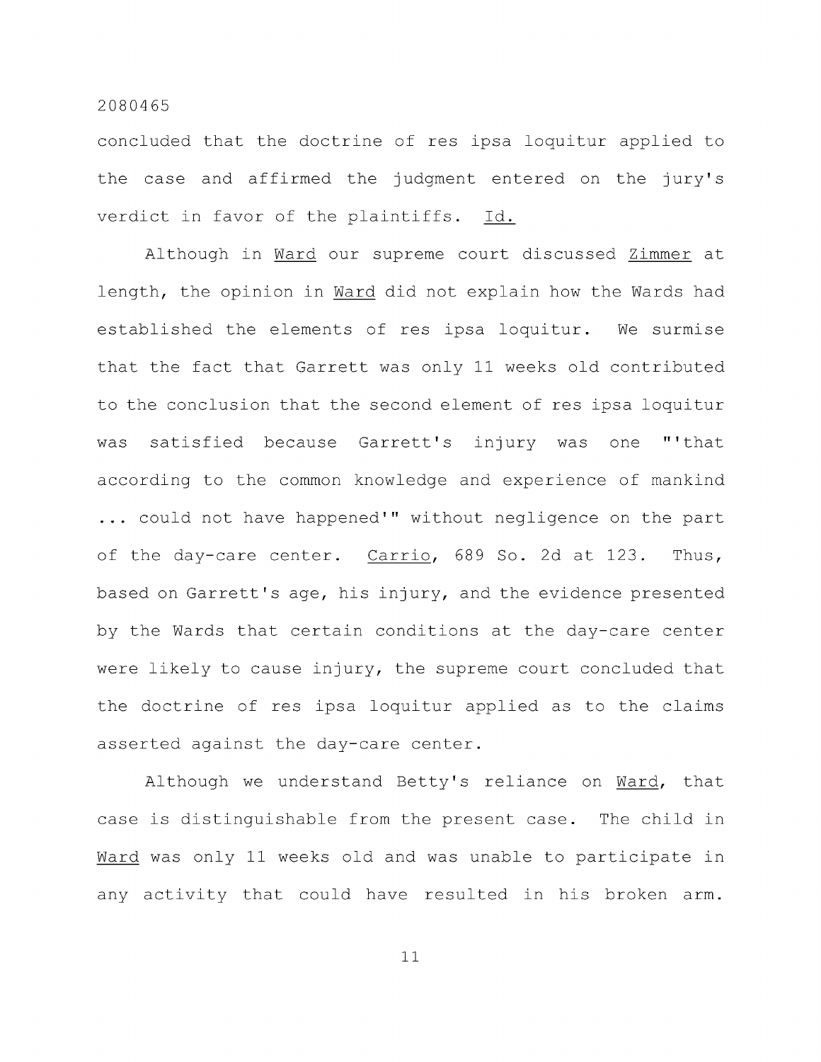concluded that the doctrine of res ipsa loquitur applied to the case and affirmed the judgment entered on the jury's verdict in favor of the plaintiffs. Id.

Although in Ward our supreme court discussed Zimmer at length, the opinion in Ward did not explain how the Wards had established the elements of res ipsa loquitur. We surmise that the fact that Garrett was only 11 weeks old contributed to the conclusion that the second element of res ipsa loquitur was satisfied because Garrett's injury was one "'that according to the common knowledge and experience of mankind ... could not have happened'" without negligence on the part of the day-care center. Carrio, 689 So. 2d at 123. Thus, based on Garrett's age, his injury, and the evidence presented by the Wards that certain conditions at the day-care center were likely to cause injury, the supreme court concluded that the doctrine of res ipsa loquitur applied as to the claims asserted against the day-care center.

Although we understand Betty's reliance on Ward, that case is distinguishable from the present case. The child in Ward was only 11 weeks old and was unable to participate in any activity that could have resulted in his broken arm.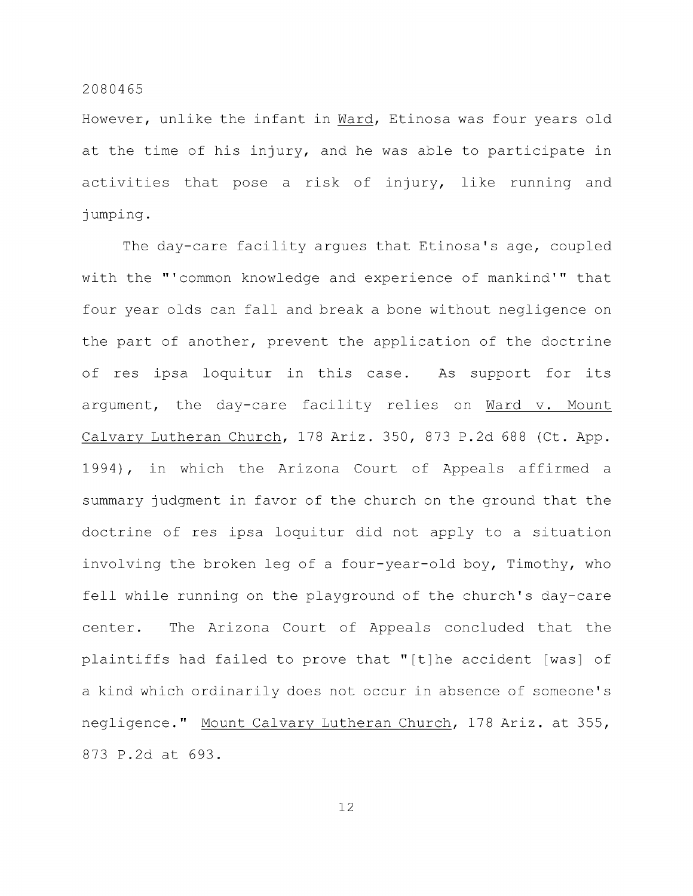However, unlike the infant in Ward, Etinosa was four years old at the time of his injury, and he was able to participate in activities that pose a risk of injury, like running and jumping.

The day-care facility argues that Etinosa's age, coupled with the "'common knowledge and experience of mankind'" that four year olds can fall and break a bone without negligence on the part of another, prevent the application of the doctrine of res ipsa loquitur in this case. As support for its argument, the day-care facility relies on Ward v. Mount Calvary Lutheran Church, 178 Ariz. 350, 873 P.2d 688 (Ct. App. 1994), in which the Arizona Court of Appeals affirmed a summary judgment in favor of the church on the ground that the doctrine of res ipsa loquitur did not apply to a situation involving the broken leg of a four-year-old boy, Timothy, who fell while running on the playground of the church's day-care center. The Arizona Court of Appeals concluded that the plaintiffs had failed to prove that "[t]he accident [was] of a kind which ordinarily does not occur in absence of someone's negligence." Mount Calvary Lutheran Church, 178 Ariz. at 355, 873 P.2d at 693.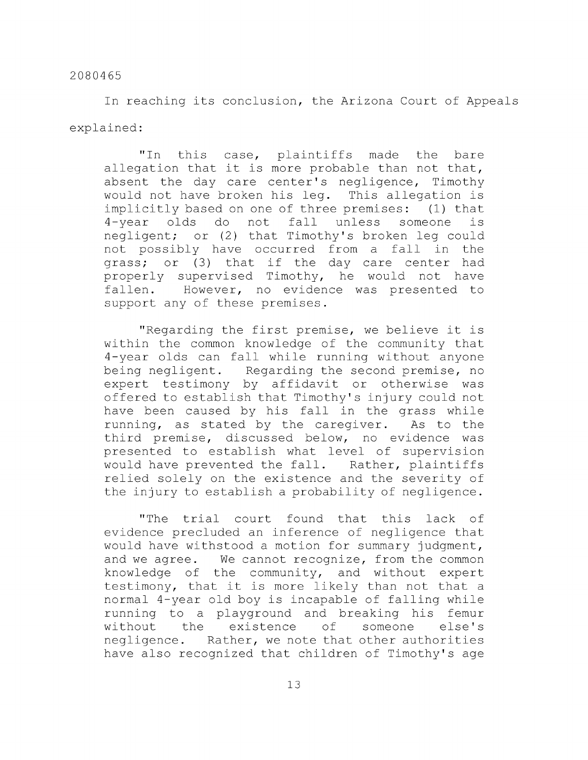In reaching its conclusion, the Arizona Court of Appeals explained:

> "In this case, plaintiffs made the bare allegation that it is more probable than not that, absent the day care center's negligence, Timothy would not have broken his leg. This allegation is implicitly based on one of three premises: (1) that 4-year olds do not fall unless someone is negligent; or (2) that Timothy's broken leg could not possibly have occurred from a fall in the grass; or (3) that if the day care center had properly supervised Timothy, he would not have fallen. However, no evidence was presented to support any of these premises.
>
> "Regarding the first premise, we believe it is within the common knowledge of the community that 4-year olds can fall while running without anyone being negligent. Regarding the second premise, no expert testimony by affidavit or otherwise was offered to establish that Timothy's injury could not have been caused by his fall in the grass while running, as stated by the caregiver. As to the third premise, discussed below, no evidence was presented to establish what level of supervision would have prevented the fall. Rather, plaintiffs relied solely on the existence and the severity of the injury to establish a probability of negligence.
>
> "The trial court found that this lack of evidence precluded an inference of negligence that would have withstood a motion for summary judgment, and we agree. We cannot recognize, from the common knowledge of the community, and without expert testimony, that it is more likely than not that a normal 4-year old boy is incapable of falling while running to a playground and breaking his femur without the existence of someone else's negligence. Rather, we note that other authorities have also recognized that children of Timothy's age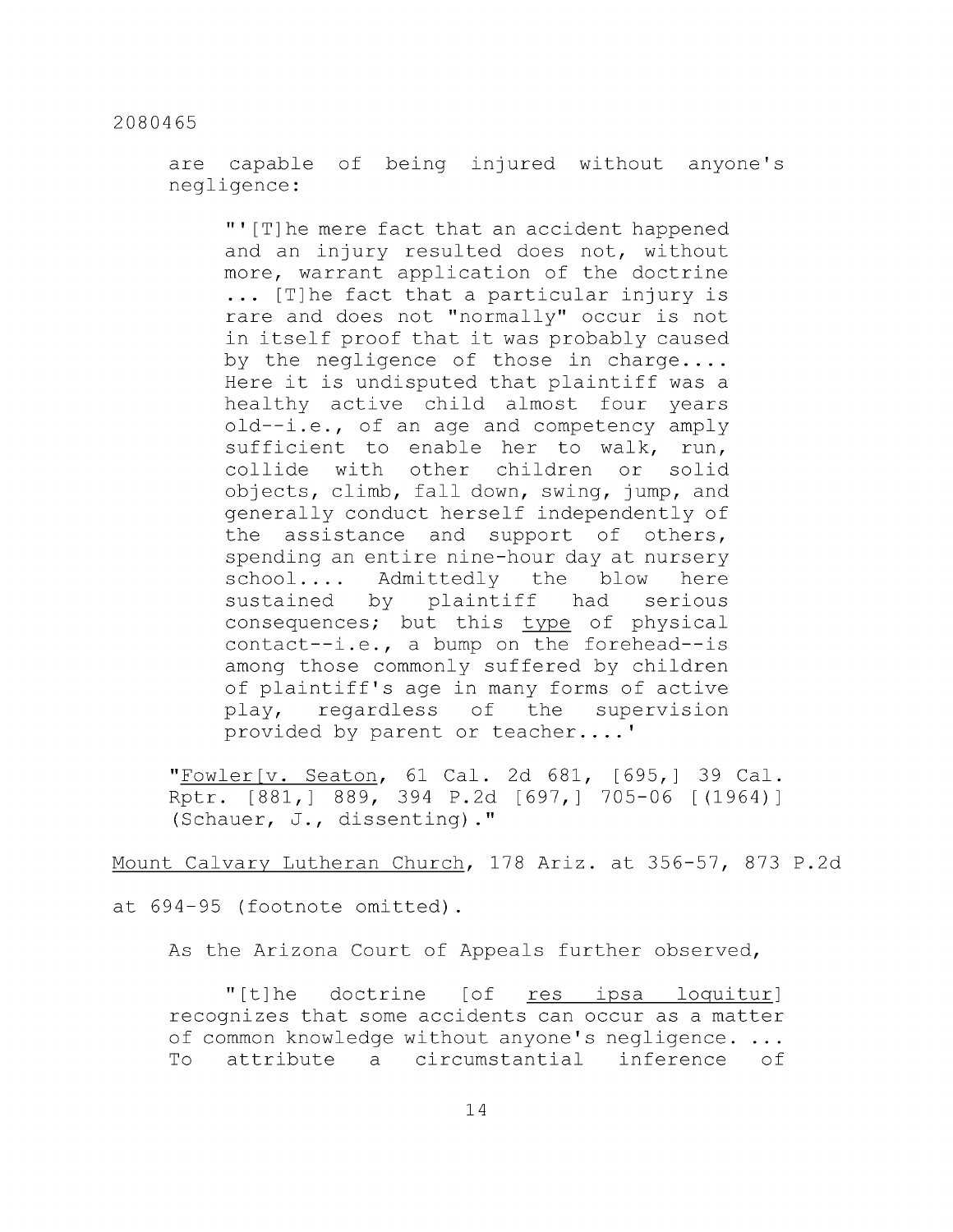are capable of being injured without anyone's negligence:

> "'[T]he mere fact that an accident happened and an injury resulted does not, without more, warrant application of the doctrine ... [T]he fact that a particular injury is rare and does not "normally" occur is not in itself proof that it was probably caused by the negligence of those in charge.... Here it is undisputed that plaintiff was a healthy active child almost four years old--i.e., of an age and competency amply sufficient to enable her to walk, run, collide with other children or solid objects, climb, fall down, swing, jump, and generally conduct herself independently of the assistance and support of others, spending an entire nine-hour day at nursery school.... Admittedly the blow here sustained by plaintiff had serious consequences; but this type of physical contact--i.e., a bump on the forehead--is among those commonly suffered by children of plaintiff's age in many forms of active play, regardless of the supervision provided by parent or teacher....'
>
> "Fowler[v. Seaton, 61 Cal. 2d 681, [695,] 39 Cal. Rptr. [881,] 889, 394 P.2d [697,] 705-06 [(1964)] (Schauer, J., dissenting)."

Mount Calvary Lutheran Church, 178 Ariz. at 356-57, 873 P.2d at 694-95 (footnote omitted).

As the Arizona Court of Appeals further observed,

> "[t]he doctrine [of res ipsa loquitur] recognizes that some accidents can occur as a matter of common knowledge without anyone's negligence. ... To attribute a circumstantial inference of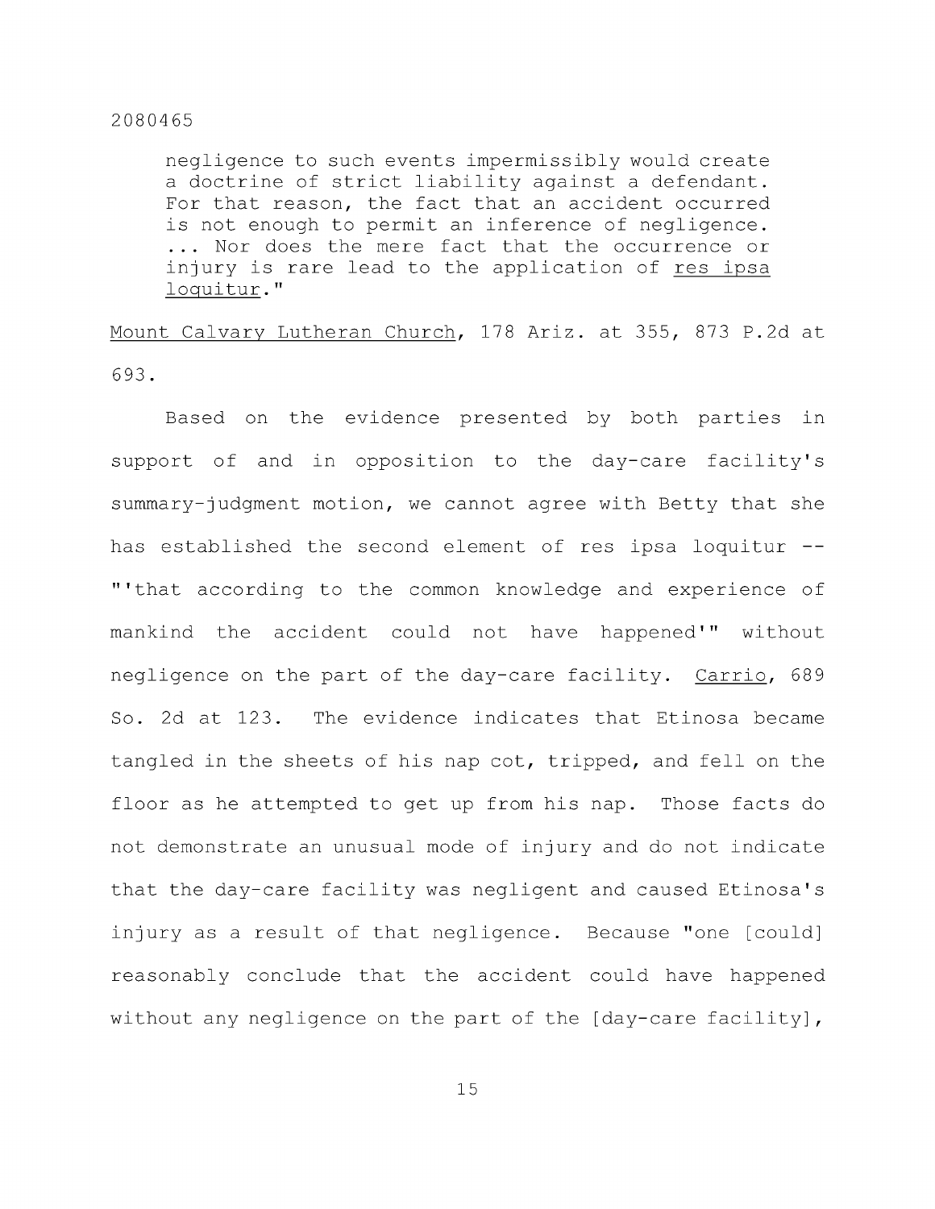> negligence to such events impermissibly would create a doctrine of strict liability against a defendant. For that reason, the fact that an accident occurred is not enough to permit an inference of negligence. ... Nor does the mere fact that the occurrence or injury is rare lead to the application of res ipsa loquitur."

Mount Calvary Lutheran Church, 178 Ariz. at 355, 873 P.2d at 693.

Based on the evidence presented by both parties in support of and in opposition to the day-care facility's summary-judgment motion, we cannot agree with Betty that she has established the second element of res ipsa loquitur -- "'that according to the common knowledge and experience of mankind the accident could not have happened'" without negligence on the part of the day-care facility. Carrio, 689 So. 2d at 123. The evidence indicates that Etinosa became tangled in the sheets of his nap cot, tripped, and fell on the floor as he attempted to get up from his nap. Those facts do not demonstrate an unusual mode of injury and do not indicate that the day-care facility was negligent and caused Etinosa's injury as a result of that negligence. Because "one [could] reasonably conclude that the accident could have happened without any negligence on the part of the [day-care facility],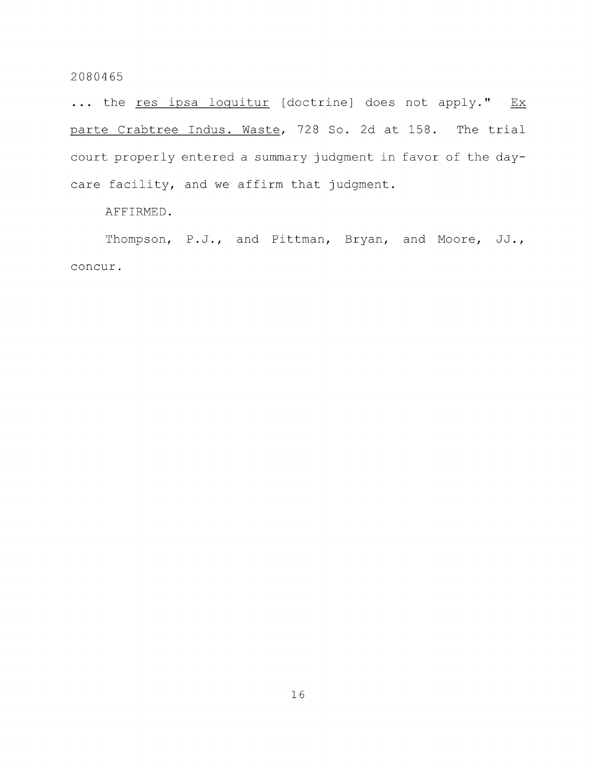... the _res ipsa loquitur_ [doctrine] does not apply." _Ex parte Crabtree Indus. Waste_, 728 So. 2d at 158. The trial court properly entered a summary judgment in favor of the day-care facility, and we affirm that judgment.

AFFIRMED.

Thompson, P.J., and Pittman, Bryan, and Moore, JJ., concur.